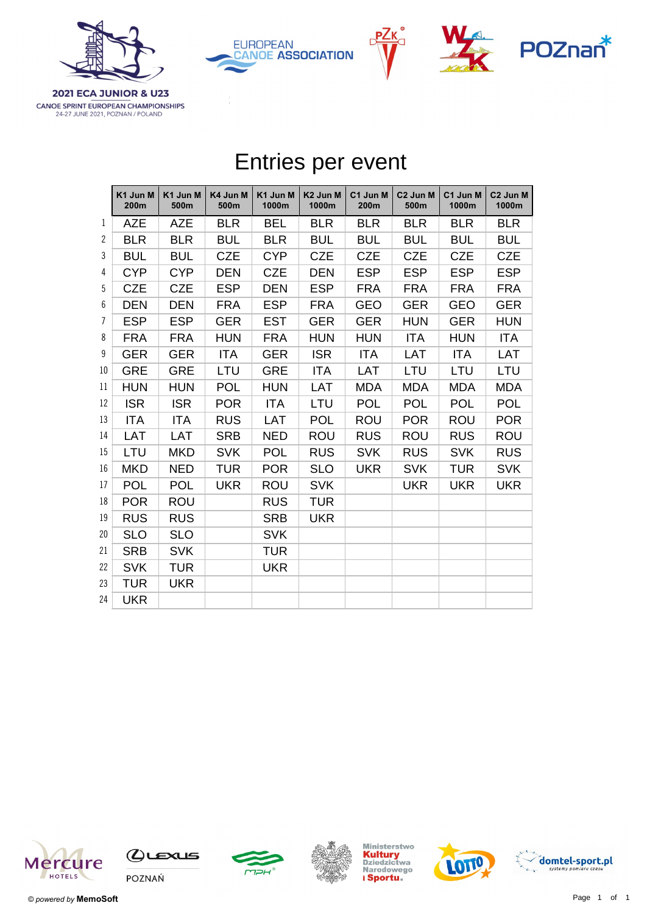2021 ECA JUNIOR & U23
CANOE SPRINT EUROPEAN CHAMPIONSHIPS
24-27 JUNE 2021, POZNAN / POLAND

# Entries per event

| | K1 Jun M 200m | K1 Jun M 500m | K4 Jun M 500m | K1 Jun M 1000m | K2 Jun M 1000m | C1 Jun M 200m | C2 Jun M 500m | C1 Jun M 1000m | C2 Jun M 1000m |
|---|---|---|---|---|---|---|---|---|---|
| 1 | AZE | AZE | BLR | BEL | BLR | BLR | BLR | BLR | BLR |
| 2 | BLR | BLR | BUL | BLR | BUL | BUL | BUL | BUL | BUL |
| 3 | BUL | BUL | CZE | CYP | CZE | CZE | CZE | CZE | CZE |
| 4 | CYP | CYP | DEN | CZE | DEN | ESP | ESP | ESP | ESP |
| 5 | CZE | CZE | ESP | DEN | ESP | FRA | FRA | FRA | FRA |
| 6 | DEN | DEN | FRA | ESP | FRA | GEO | GER | GEO | GER |
| 7 | ESP | ESP | GER | EST | GER | GER | HUN | GER | HUN |
| 8 | FRA | FRA | HUN | FRA | HUN | HUN | ITA | HUN | ITA |
| 9 | GER | GER | ITA | GER | ISR | ITA | LAT | ITA | LAT |
| 10 | GRE | GRE | LTU | GRE | ITA | LAT | LTU | LTU | LTU |
| 11 | HUN | HUN | POL | HUN | LAT | MDA | MDA | MDA | MDA |
| 12 | ISR | ISR | POR | ITA | LTU | POL | POL | POL | POL |
| 13 | ITA | ITA | RUS | LAT | POL | ROU | POR | ROU | POR |
| 14 | LAT | LAT | SRB | NED | ROU | RUS | ROU | RUS | ROU |
| 15 | LTU | MKD | SVK | POL | RUS | SVK | RUS | SVK | RUS |
| 16 | MKD | NED | TUR | POR | SLO | UKR | SVK | TUR | SVK |
| 17 | POL | POL | UKR | ROU | SVK | | UKR | UKR | UKR |
| 18 | POR | ROU | | RUS | TUR | | | | |
| 19 | RUS | RUS | | SRB | UKR | | | | |
| 20 | SLO | SLO | | SVK | | | | | |
| 21 | SRB | SVK | | TUR | | | | | |
| 22 | SVK | TUR | | UKR | | | | | |
| 23 | TUR | UKR | | | | | | | |
| 24 | UKR | | | | | | | | |

© *powered by* **MemoSoft**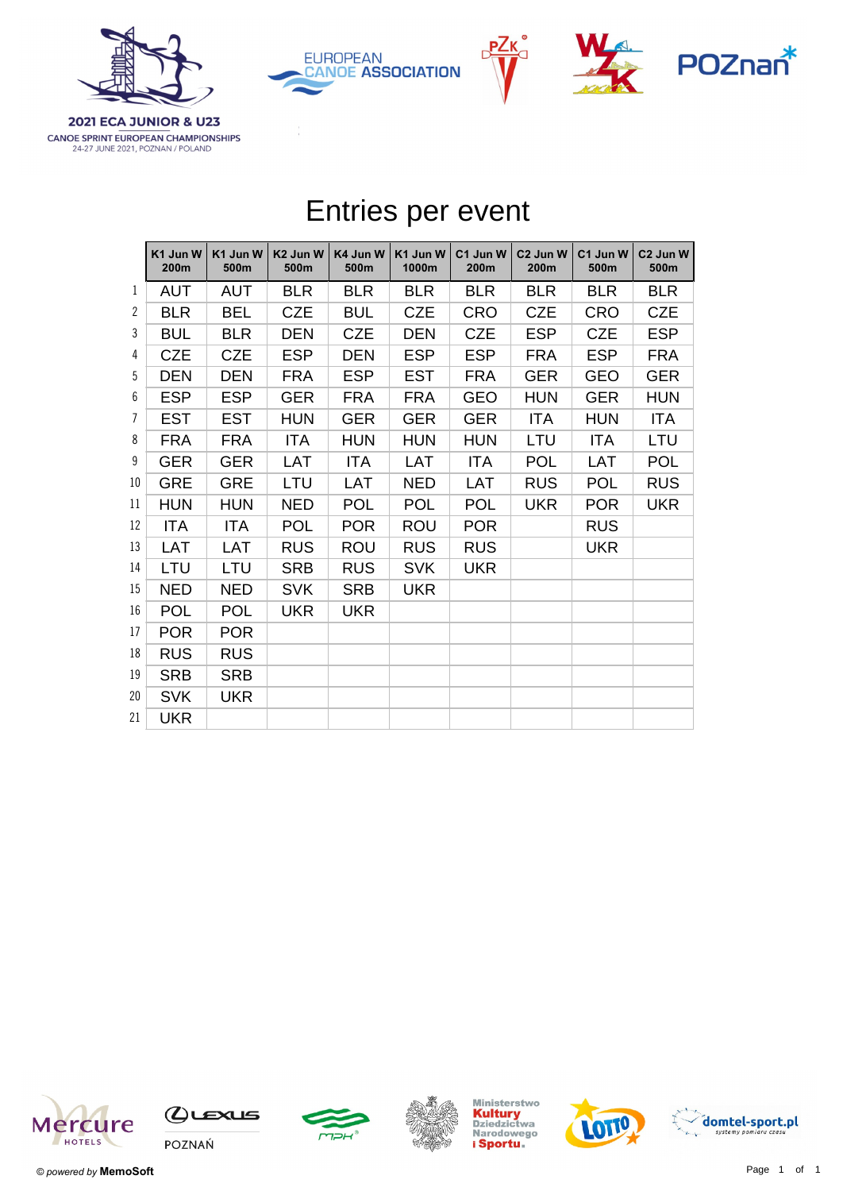2021 ECA JUNIOR & U23
CANOE SPRINT EUROPEAN CHAMPIONSHIPS
24-27 JUNE 2021, POZNAN / POLAND

# Entries per event

| | K1 Jun W 200m | K1 Jun W 500m | K2 Jun W 500m | K4 Jun W 500m | K1 Jun W 1000m | C1 Jun W 200m | C2 Jun W 200m | C1 Jun W 500m | C2 Jun W 500m |
|---|---|---|---|---|---|---|---|---|---|
| 1 | AUT | AUT | BLR | BLR | BLR | BLR | BLR | BLR | BLR |
| 2 | BLR | BEL | CZE | BUL | CZE | CRO | CZE | CRO | CZE |
| 3 | BUL | BLR | DEN | CZE | DEN | CZE | ESP | CZE | ESP |
| 4 | CZE | CZE | ESP | DEN | ESP | ESP | FRA | ESP | FRA |
| 5 | DEN | DEN | FRA | ESP | EST | FRA | GER | GEO | GER |
| 6 | ESP | ESP | GER | FRA | FRA | GEO | HUN | GER | HUN |
| 7 | EST | EST | HUN | GER | GER | GER | ITA | HUN | ITA |
| 8 | FRA | FRA | ITA | HUN | HUN | HUN | LTU | ITA | LTU |
| 9 | GER | GER | LAT | ITA | LAT | ITA | POL | LAT | POL |
| 10 | GRE | GRE | LTU | LAT | NED | LAT | RUS | POL | RUS |
| 11 | HUN | HUN | NED | POL | POL | POL | UKR | POR | UKR |
| 12 | ITA | ITA | POL | POR | ROU | POR | | RUS | |
| 13 | LAT | LAT | RUS | ROU | RUS | RUS | | UKR | |
| 14 | LTU | LTU | SRB | RUS | SVK | UKR | | | |
| 15 | NED | NED | SVK | SRB | UKR | | | | |
| 16 | POL | POL | UKR | UKR | | | | | |
| 17 | POR | POR | | | | | | | |
| 18 | RUS | RUS | | | | | | | |
| 19 | SRB | SRB | | | | | | | |
| 20 | SVK | UKR | | | | | | | |
| 21 | UKR | | | | | | | | |

© powered by MemoSoft